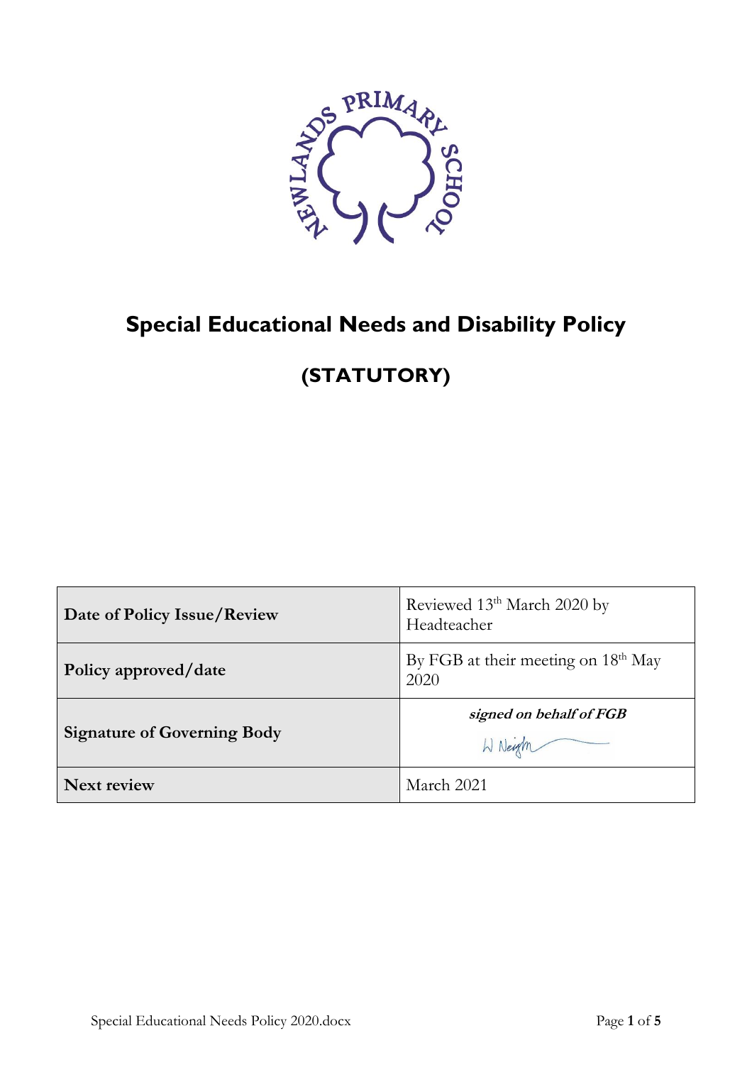NEWLANDS PRIMARY SCHOOL

# Special Educational Needs and Disability Policy

## (STATUTORY)

| **Date of Policy Issue/Review** | Reviewed 13th March 2020 by Headteacher |
|---|---|
| **Policy approved/date** | By FGB at their meeting on 18th May 2020 |
| **Signature of Governing Body** | ***signed on behalf of FGB*** W Neigh |
| **Next review** | March 2021 |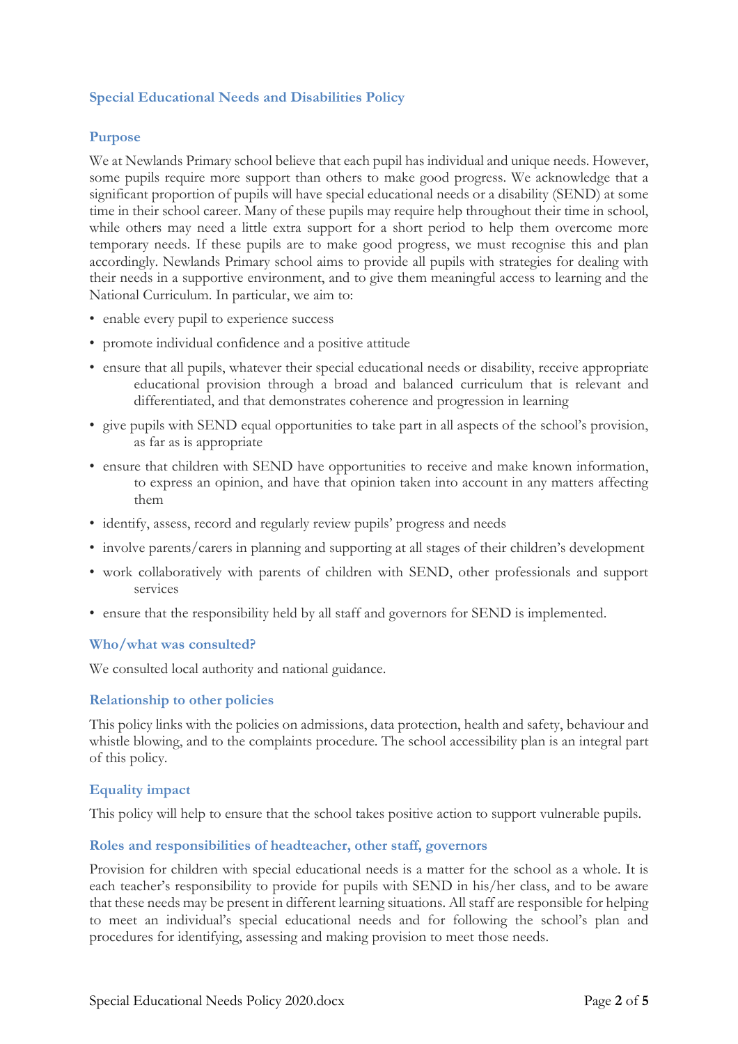## Special Educational Needs and Disabilities Policy

### Purpose

We at Newlands Primary school believe that each pupil has individual and unique needs. However, some pupils require more support than others to make good progress. We acknowledge that a significant proportion of pupils will have special educational needs or a disability (SEND) at some time in their school career. Many of these pupils may require help throughout their time in school, while others may need a little extra support for a short period to help them overcome more temporary needs. If these pupils are to make good progress, we must recognise this and plan accordingly. Newlands Primary school aims to provide all pupils with strategies for dealing with their needs in a supportive environment, and to give them meaningful access to learning and the National Curriculum. In particular, we aim to:

- enable every pupil to experience success
- promote individual confidence and a positive attitude
- ensure that all pupils, whatever their special educational needs or disability, receive appropriate educational provision through a broad and balanced curriculum that is relevant and differentiated, and that demonstrates coherence and progression in learning
- give pupils with SEND equal opportunities to take part in all aspects of the school's provision, as far as is appropriate
- ensure that children with SEND have opportunities to receive and make known information, to express an opinion, and have that opinion taken into account in any matters affecting them
- identify, assess, record and regularly review pupils' progress and needs
- involve parents/carers in planning and supporting at all stages of their children's development
- work collaboratively with parents of children with SEND, other professionals and support services
- ensure that the responsibility held by all staff and governors for SEND is implemented.

### Who/what was consulted?

We consulted local authority and national guidance.

### Relationship to other policies

This policy links with the policies on admissions, data protection, health and safety, behaviour and whistle blowing, and to the complaints procedure. The school accessibility plan is an integral part of this policy.

### Equality impact

This policy will help to ensure that the school takes positive action to support vulnerable pupils.

### Roles and responsibilities of headteacher, other staff, governors

Provision for children with special educational needs is a matter for the school as a whole. It is each teacher's responsibility to provide for pupils with SEND in his/her class, and to be aware that these needs may be present in different learning situations. All staff are responsible for helping to meet an individual's special educational needs and for following the school's plan and procedures for identifying, assessing and making provision to meet those needs.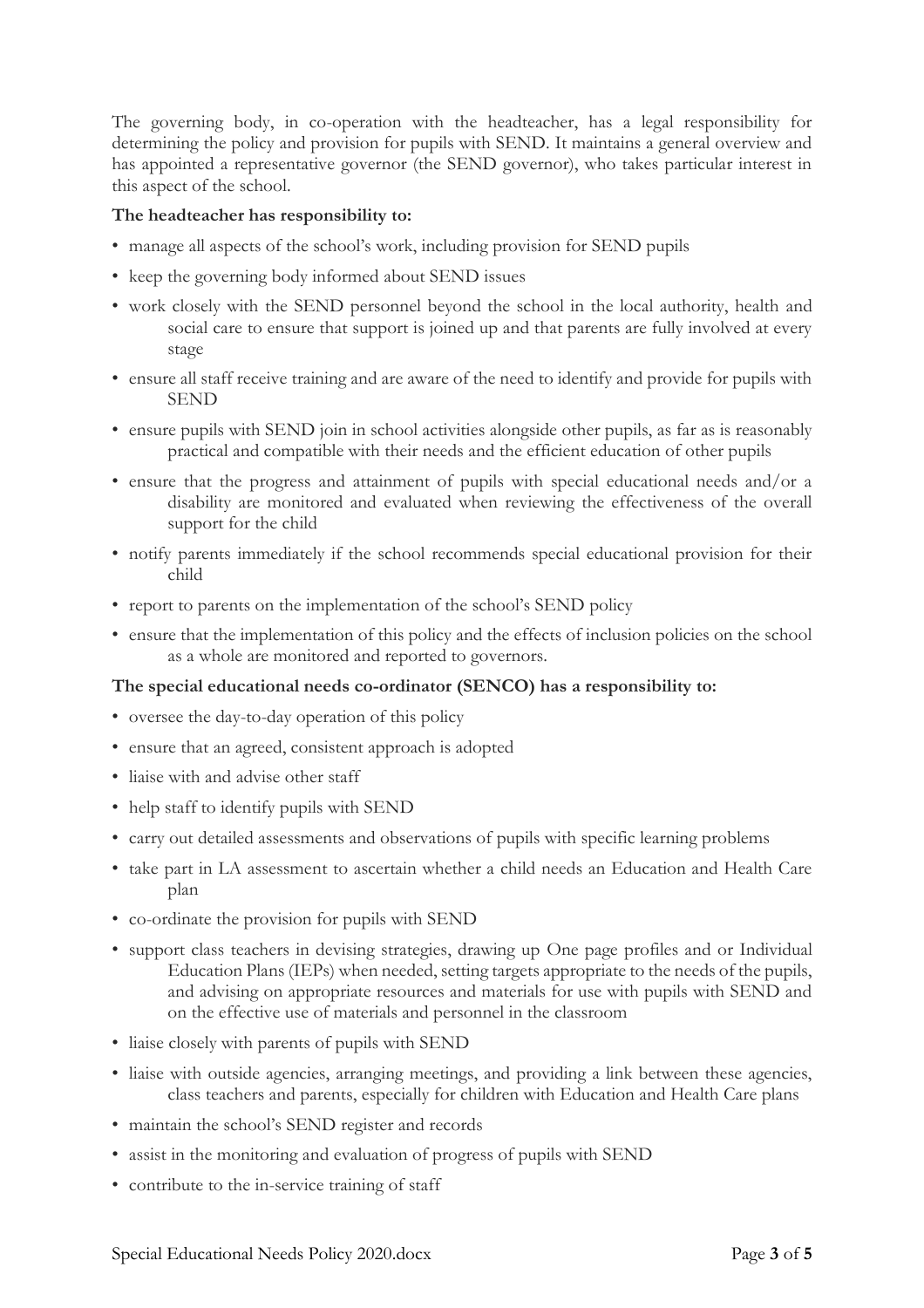The governing body, in co-operation with the headteacher, has a legal responsibility for determining the policy and provision for pupils with SEND. It maintains a general overview and has appointed a representative governor (the SEND governor), who takes particular interest in this aspect of the school.

**The headteacher has responsibility to:**

- manage all aspects of the school's work, including provision for SEND pupils
- keep the governing body informed about SEND issues
- work closely with the SEND personnel beyond the school in the local authority, health and social care to ensure that support is joined up and that parents are fully involved at every stage
- ensure all staff receive training and are aware of the need to identify and provide for pupils with SEND
- ensure pupils with SEND join in school activities alongside other pupils, as far as is reasonably practical and compatible with their needs and the efficient education of other pupils
- ensure that the progress and attainment of pupils with special educational needs and/or a disability are monitored and evaluated when reviewing the effectiveness of the overall support for the child
- notify parents immediately if the school recommends special educational provision for their child
- report to parents on the implementation of the school's SEND policy
- ensure that the implementation of this policy and the effects of inclusion policies on the school as a whole are monitored and reported to governors.

**The special educational needs co-ordinator (SENCO) has a responsibility to:**

- oversee the day-to-day operation of this policy
- ensure that an agreed, consistent approach is adopted
- liaise with and advise other staff
- help staff to identify pupils with SEND
- carry out detailed assessments and observations of pupils with specific learning problems
- take part in LA assessment to ascertain whether a child needs an Education and Health Care plan
- co-ordinate the provision for pupils with SEND
- support class teachers in devising strategies, drawing up One page profiles and or Individual Education Plans (IEPs) when needed, setting targets appropriate to the needs of the pupils, and advising on appropriate resources and materials for use with pupils with SEND and on the effective use of materials and personnel in the classroom
- liaise closely with parents of pupils with SEND
- liaise with outside agencies, arranging meetings, and providing a link between these agencies, class teachers and parents, especially for children with Education and Health Care plans
- maintain the school's SEND register and records
- assist in the monitoring and evaluation of progress of pupils with SEND
- contribute to the in-service training of staff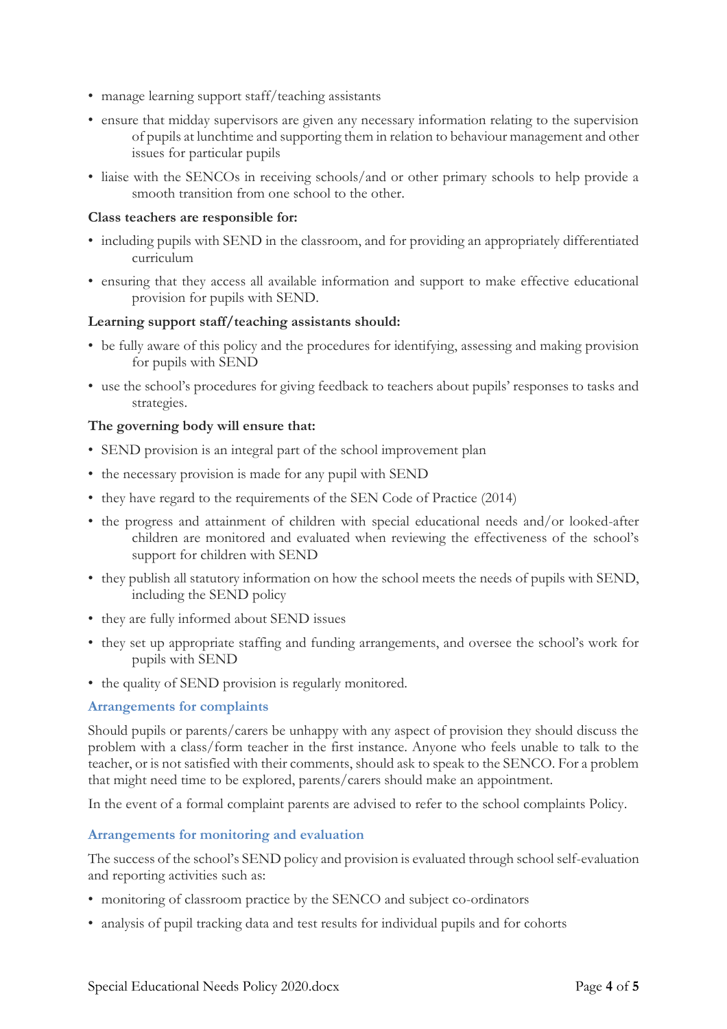- manage learning support staff/teaching assistants
- ensure that midday supervisors are given any necessary information relating to the supervision of pupils at lunchtime and supporting them in relation to behaviour management and other issues for particular pupils
- liaise with the SENCOs in receiving schools/and or other primary schools to help provide a smooth transition from one school to the other.

**Class teachers are responsible for:**

- including pupils with SEND in the classroom, and for providing an appropriately differentiated curriculum
- ensuring that they access all available information and support to make effective educational provision for pupils with SEND.

**Learning support staff/teaching assistants should:**

- be fully aware of this policy and the procedures for identifying, assessing and making provision for pupils with SEND
- use the school's procedures for giving feedback to teachers about pupils' responses to tasks and strategies.

**The governing body will ensure that:**

- SEND provision is an integral part of the school improvement plan
- the necessary provision is made for any pupil with SEND
- they have regard to the requirements of the SEN Code of Practice (2014)
- the progress and attainment of children with special educational needs and/or looked-after children are monitored and evaluated when reviewing the effectiveness of the school's support for children with SEND
- they publish all statutory information on how the school meets the needs of pupils with SEND, including the SEND policy
- they are fully informed about SEND issues
- they set up appropriate staffing and funding arrangements, and oversee the school's work for pupils with SEND
- the quality of SEND provision is regularly monitored.

## Arrangements for complaints

Should pupils or parents/carers be unhappy with any aspect of provision they should discuss the problem with a class/form teacher in the first instance. Anyone who feels unable to talk to the teacher, or is not satisfied with their comments, should ask to speak to the SENCO. For a problem that might need time to be explored, parents/carers should make an appointment.

In the event of a formal complaint parents are advised to refer to the school complaints Policy.

## Arrangements for monitoring and evaluation

The success of the school's SEND policy and provision is evaluated through school self-evaluation and reporting activities such as:

- monitoring of classroom practice by the SENCO and subject co-ordinators
- analysis of pupil tracking data and test results for individual pupils and for cohorts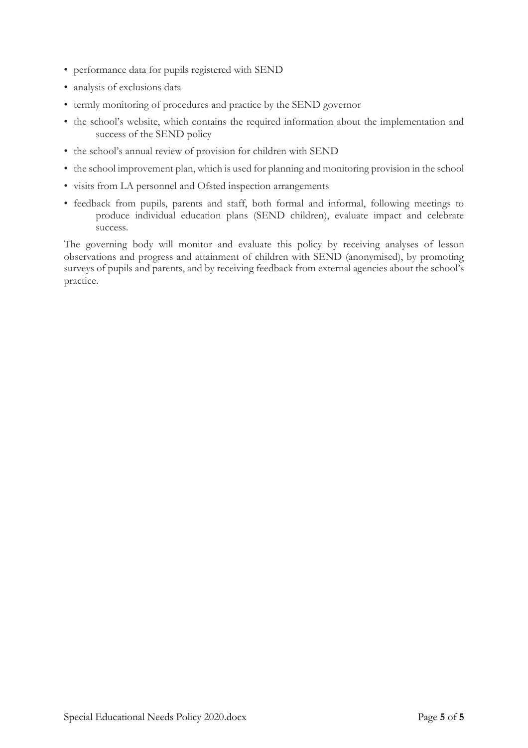- performance data for pupils registered with SEND
- analysis of exclusions data
- termly monitoring of procedures and practice by the SEND governor
- the school's website, which contains the required information about the implementation and success of the SEND policy
- the school's annual review of provision for children with SEND
- the school improvement plan, which is used for planning and monitoring provision in the school
- visits from LA personnel and Ofsted inspection arrangements
- feedback from pupils, parents and staff, both formal and informal, following meetings to produce individual education plans (SEND children), evaluate impact and celebrate success.

The governing body will monitor and evaluate this policy by receiving analyses of lesson observations and progress and attainment of children with SEND (anonymised), by promoting surveys of pupils and parents, and by receiving feedback from external agencies about the school's practice.